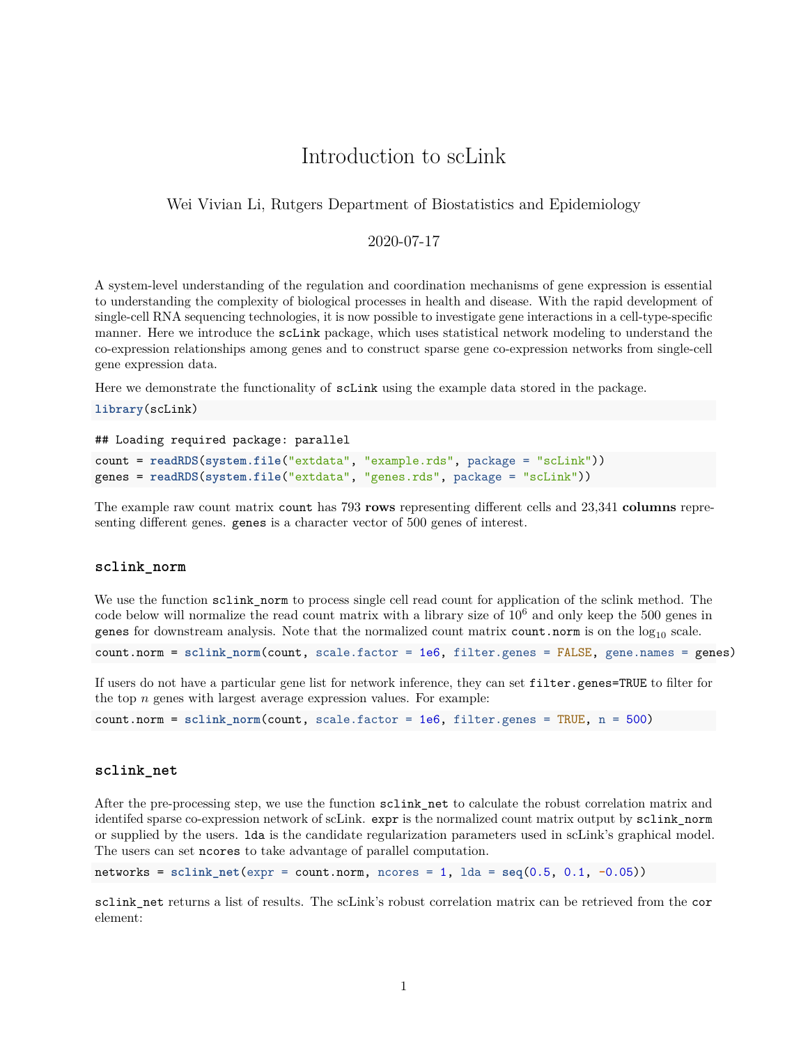# Introduction to scLink

Wei Vivian Li, Rutgers Department of Biostatistics and Epidemiology

2020-07-17

A system-level understanding of the regulation and coordination mechanisms of gene expression is essential to understanding the complexity of biological processes in health and disease. With the rapid development of single-cell RNA sequencing technologies, it is now possible to investigate gene interactions in a cell-type-specific manner. Here we introduce the `scLink` package, which uses statistical network modeling to understand the co-expression relationships among genes and to construct sparse gene co-expression networks from single-cell gene expression data.

Here we demonstrate the functionality of `scLink` using the example data stored in the package.

```
library(scLink)
```

```
## Loading required package: parallel
```

```
count = readRDS(system.file("extdata", "example.rds", package = "scLink"))
genes = readRDS(system.file("extdata", "genes.rds", package = "scLink"))
```

The example raw count matrix `count` has 793 **rows** representing different cells and 23,341 **columns** representing different genes. `genes` is a character vector of 500 genes of interest.

### sclink_norm

We use the function `sclink_norm` to process single cell read count for application of the sclink method. The code below will normalize the read count matrix with a library size of $10^6$ and only keep the 500 genes in `genes` for downstream analysis. Note that the normalized count matrix `count.norm` is on the $\log_{10}$ scale.

```
count.norm = sclink_norm(count, scale.factor = 1e6, filter.genes = FALSE, gene.names = genes)
```

If users do not have a particular gene list for network inference, they can set `filter.genes=TRUE` to filter for the top $n$ genes with largest average expression values. For example:

```
count.norm = sclink_norm(count, scale.factor = 1e6, filter.genes = TRUE, n = 500)
```

### sclink_net

After the pre-processing step, we use the function `sclink_net` to calculate the robust correlation matrix and identifed sparse co-expression network of scLink. `expr` is the normalized count matrix output by `sclink_norm` or supplied by the users. `lda` is the candidate regularization parameters used in scLink's graphical model. The users can set `ncores` to take advantage of parallel computation.

```
networks = sclink_net(expr = count.norm, ncores = 1, lda = seq(0.5, 0.1, -0.05))
```

`sclink_net` returns a list of results. The scLink's robust correlation matrix can be retrieved from the `cor` element: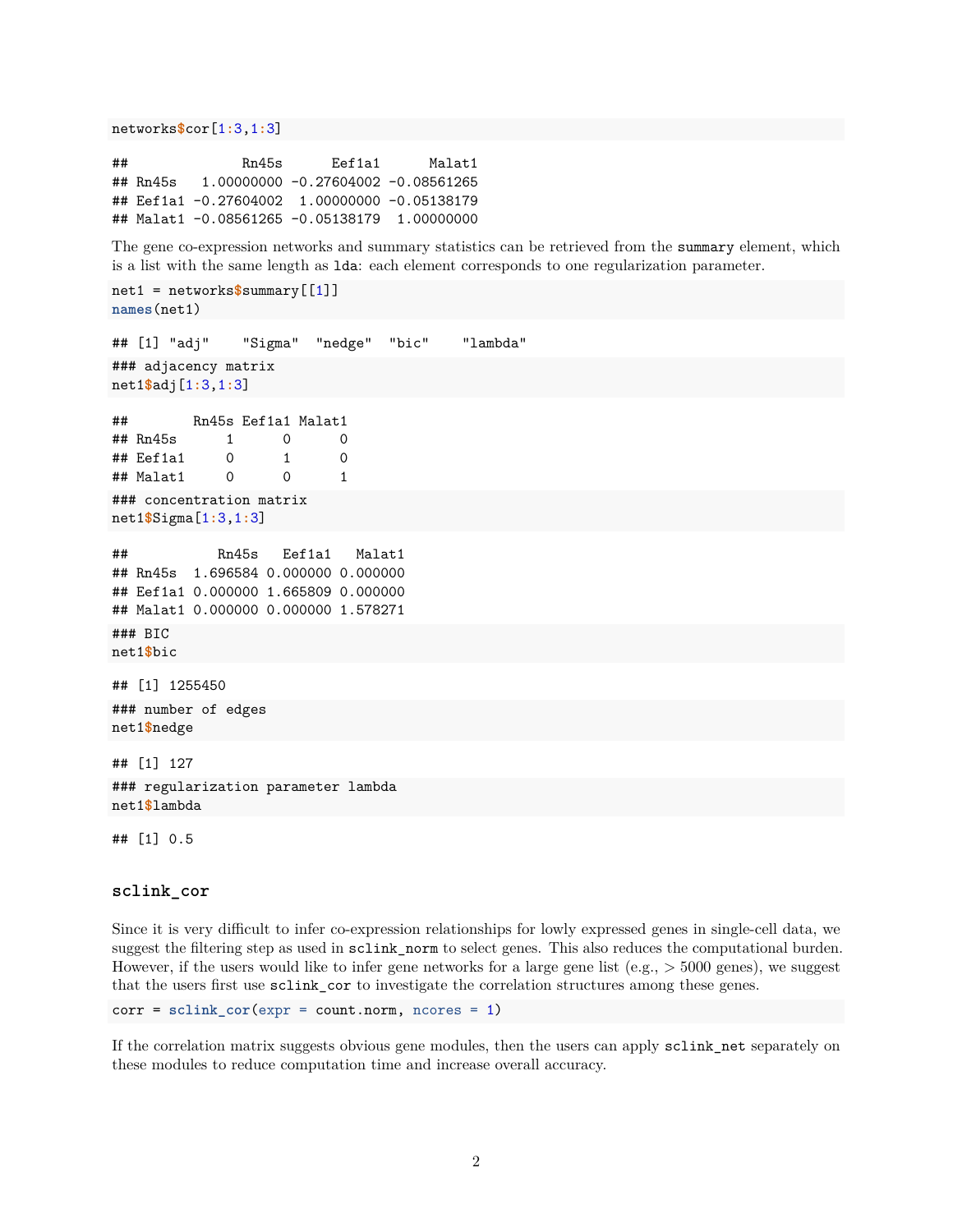```r
networks$cor[1:3,1:3]
```

```
##              Rn45s      Eef1a1      Malat1
## Rn45s   1.00000000 -0.27604002 -0.08561265
## Eef1a1 -0.27604002  1.00000000 -0.05138179
## Malat1 -0.08561265 -0.05138179  1.00000000
```

The gene co-expression networks and summary statistics can be retrieved from the `summary` element, which is a list with the same length as `lda`: each element corresponds to one regularization parameter.

```r
net1 = networks$summary[[1]]
names(net1)
```

```
## [1] "adj"    "Sigma"  "nedge"  "bic"    "lambda"
```

```r
### adjacency matrix
net1$adj[1:3,1:3]
```

```
##        Rn45s Eef1a1 Malat1
## Rn45s      1      0      0
## Eef1a1     0      1      0
## Malat1     0      0      1
```

```r
### concentration matrix
net1$Sigma[1:3,1:3]
```

```
##           Rn45s   Eef1a1   Malat1
## Rn45s  1.696584 0.000000 0.000000
## Eef1a1 0.000000 1.665809 0.000000
## Malat1 0.000000 0.000000 1.578271
```

```r
### BIC
net1$bic
```

```
## [1] 1255450
```

```r
### number of edges
net1$nedge
```

```
## [1] 127
```

```r
### regularization parameter lambda
net1$lambda
```

```
## [1] 0.5
```

### sclink_cor

Since it is very difficult to infer co-expression relationships for lowly expressed genes in single-cell data, we suggest the filtering step as used in `sclink_norm` to select genes. This also reduces the computational burden. However, if the users would like to infer gene networks for a large gene list (e.g., > 5000 genes), we suggest that the users first use `sclink_cor` to investigate the correlation structures among these genes.

```r
corr = sclink_cor(expr = count.norm, ncores = 1)
```

If the correlation matrix suggests obvious gene modules, then the users can apply `sclink_net` separately on these modules to reduce computation time and increase overall accuracy.